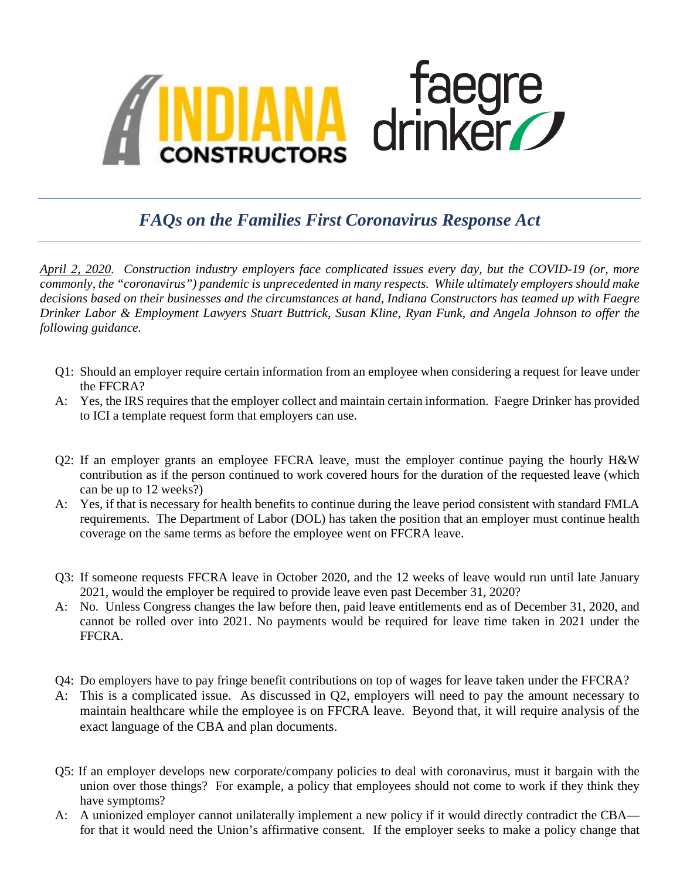# *FAQs on the Families First Coronavirus Response Act*

*<u>April 2, 2020</u>. Construction industry employers face complicated issues every day, but the COVID-19 (or, more commonly, the "coronavirus") pandemic is unprecedented in many respects. While ultimately employers should make decisions based on their businesses and the circumstances at hand, Indiana Constructors has teamed up with Faegre Drinker Labor & Employment Lawyers Stuart Buttrick, Susan Kline, Ryan Funk, and Angela Johnson to offer the following guidance.*

Q1: Should an employer require certain information from an employee when considering a request for leave under the FFCRA?

A: Yes, the IRS requires that the employer collect and maintain certain information. Faegre Drinker has provided to ICI a template request form that employers can use.

Q2: If an employer grants an employee FFCRA leave, must the employer continue paying the hourly H&W contribution as if the person continued to work covered hours for the duration of the requested leave (which can be up to 12 weeks?)

A: Yes, if that is necessary for health benefits to continue during the leave period consistent with standard FMLA requirements. The Department of Labor (DOL) has taken the position that an employer must continue health coverage on the same terms as before the employee went on FFCRA leave.

Q3: If someone requests FFCRA leave in October 2020, and the 12 weeks of leave would run until late January 2021, would the employer be required to provide leave even past December 31, 2020?

A: No. Unless Congress changes the law before then, paid leave entitlements end as of December 31, 2020, and cannot be rolled over into 2021. No payments would be required for leave time taken in 2021 under the FFCRA.

Q4: Do employers have to pay fringe benefit contributions on top of wages for leave taken under the FFCRA?

A: This is a complicated issue. As discussed in Q2, employers will need to pay the amount necessary to maintain healthcare while the employee is on FFCRA leave. Beyond that, it will require analysis of the exact language of the CBA and plan documents.

Q5: If an employer develops new corporate/company policies to deal with coronavirus, must it bargain with the union over those things? For example, a policy that employees should not come to work if they think they have symptoms?

A: A unionized employer cannot unilaterally implement a new policy if it would directly contradict the CBA—for that it would need the Union's affirmative consent. If the employer seeks to make a policy change that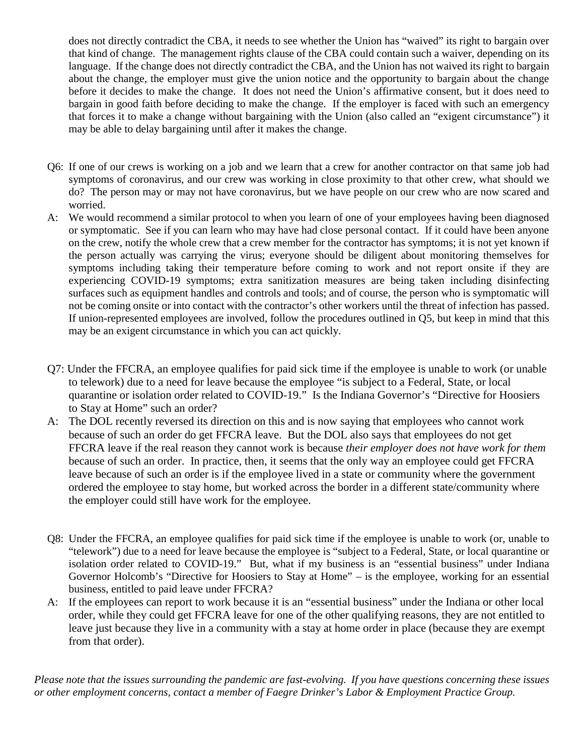does not directly contradict the CBA, it needs to see whether the Union has "waived" its right to bargain over that kind of change. The management rights clause of the CBA could contain such a waiver, depending on its language. If the change does not directly contradict the CBA, and the Union has not waived its right to bargain about the change, the employer must give the union notice and the opportunity to bargain about the change before it decides to make the change. It does not need the Union's affirmative consent, but it does need to bargain in good faith before deciding to make the change. If the employer is faced with such an emergency that forces it to make a change without bargaining with the Union (also called an "exigent circumstance") it may be able to delay bargaining until after it makes the change.

Q6: If one of our crews is working on a job and we learn that a crew for another contractor on that same job had symptoms of coronavirus, and our crew was working in close proximity to that other crew, what should we do? The person may or may not have coronavirus, but we have people on our crew who are now scared and worried.

A: We would recommend a similar protocol to when you learn of one of your employees having been diagnosed or symptomatic. See if you can learn who may have had close personal contact. If it could have been anyone on the crew, notify the whole crew that a crew member for the contractor has symptoms; it is not yet known if the person actually was carrying the virus; everyone should be diligent about monitoring themselves for symptoms including taking their temperature before coming to work and not report onsite if they are experiencing COVID-19 symptoms; extra sanitization measures are being taken including disinfecting surfaces such as equipment handles and controls and tools; and of course, the person who is symptomatic will not be coming onsite or into contact with the contractor's other workers until the threat of infection has passed. If union-represented employees are involved, follow the procedures outlined in Q5, but keep in mind that this may be an exigent circumstance in which you can act quickly.

Q7: Under the FFCRA, an employee qualifies for paid sick time if the employee is unable to work (or unable to telework) due to a need for leave because the employee "is subject to a Federal, State, or local quarantine or isolation order related to COVID-19." Is the Indiana Governor's "Directive for Hoosiers to Stay at Home" such an order?

A: The DOL recently reversed its direction on this and is now saying that employees who cannot work because of such an order do get FFCRA leave. But the DOL also says that employees do not get FFCRA leave if the real reason they cannot work is because *their employer does not have work for them* because of such an order. In practice, then, it seems that the only way an employee could get FFCRA leave because of such an order is if the employee lived in a state or community where the government ordered the employee to stay home, but worked across the border in a different state/community where the employer could still have work for the employee.

Q8: Under the FFCRA, an employee qualifies for paid sick time if the employee is unable to work (or, unable to "telework") due to a need for leave because the employee is "subject to a Federal, State, or local quarantine or isolation order related to COVID-19." But, what if my business is an "essential business" under Indiana Governor Holcomb's "Directive for Hoosiers to Stay at Home" – is the employee, working for an essential business, entitled to paid leave under FFCRA?

A: If the employees can report to work because it is an "essential business" under the Indiana or other local order, while they could get FFCRA leave for one of the other qualifying reasons, they are not entitled to leave just because they live in a community with a stay at home order in place (because they are exempt from that order).

*Please note that the issues surrounding the pandemic are fast-evolving. If you have questions concerning these issues or other employment concerns, contact a member of Faegre Drinker's Labor & Employment Practice Group.*